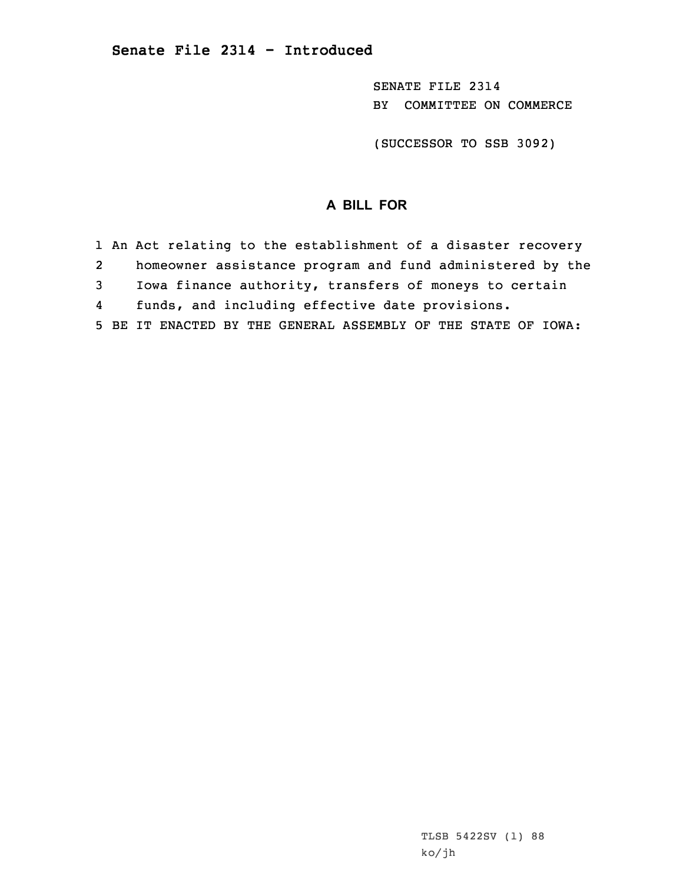# Senate File 2314 - Introduced

SENATE FILE 2314
BY COMMITTEE ON COMMERCE

(SUCCESSOR TO SSB 3092)

## A BILL FOR

1 An Act relating to the establishment of a disaster recovery
2 homeowner assistance program and fund administered by the
3 Iowa finance authority, transfers of moneys to certain
4 funds, and including effective date provisions.
5 BE IT ENACTED BY THE GENERAL ASSEMBLY OF THE STATE OF IOWA:

TLSB 5422SV (1) 88
ko/jh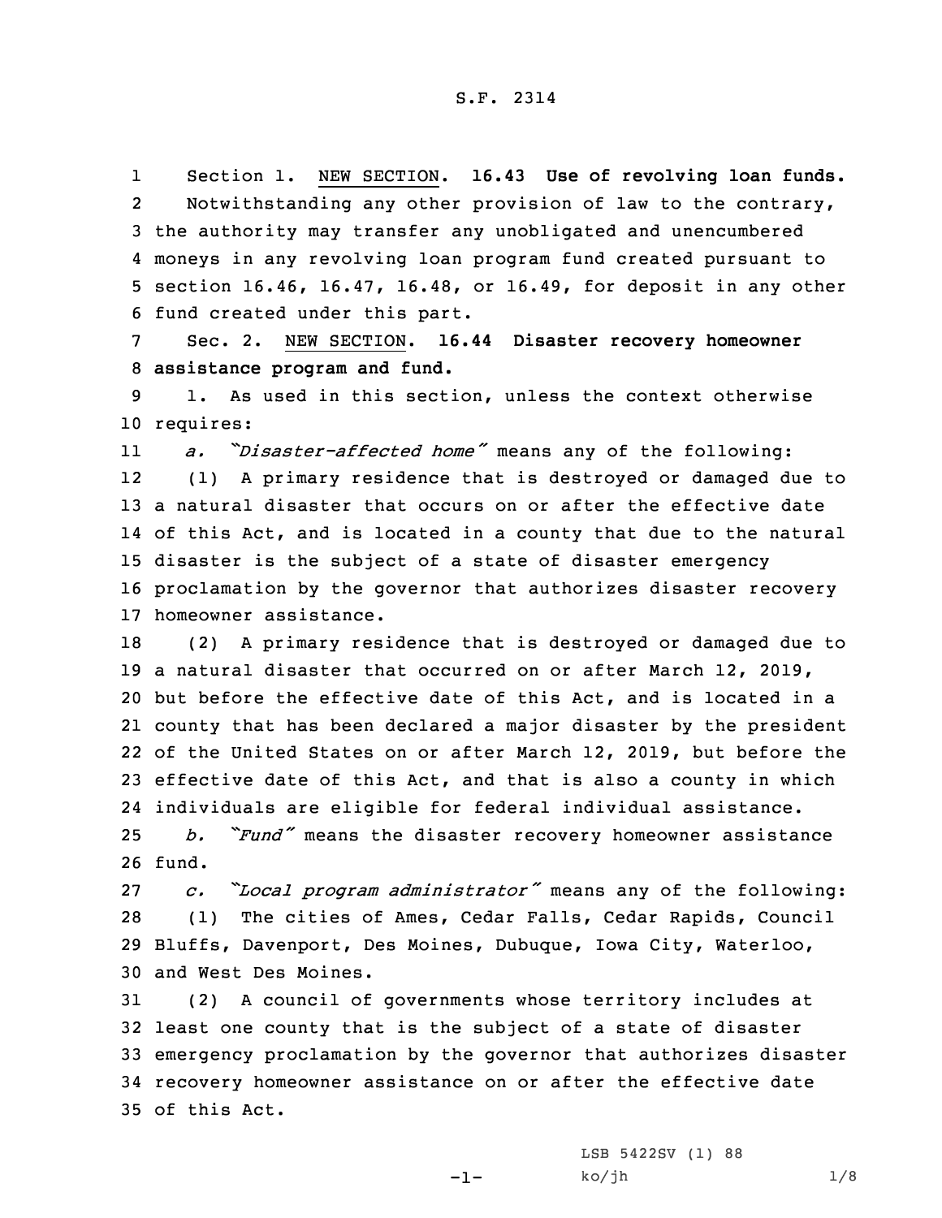S.F. 2314

Section 1. NEW SECTION. **16.43 Use of revolving loan funds.**

Notwithstanding any other provision of law to the contrary, the authority may transfer any unobligated and unencumbered moneys in any revolving loan program fund created pursuant to section 16.46, 16.47, 16.48, or 16.49, for deposit in any other fund created under this part.

Sec. 2. NEW SECTION. **16.44 Disaster recovery homeowner assistance program and fund.**

1. As used in this section, unless the context otherwise requires:

*a. "Disaster-affected home"* means any of the following:

(1) A primary residence that is destroyed or damaged due to a natural disaster that occurs on or after the effective date of this Act, and is located in a county that due to the natural disaster is the subject of a state of disaster emergency proclamation by the governor that authorizes disaster recovery homeowner assistance.

(2) A primary residence that is destroyed or damaged due to a natural disaster that occurred on or after March 12, 2019, but before the effective date of this Act, and is located in a county that has been declared a major disaster by the president of the United States on or after March 12, 2019, but before the effective date of this Act, and that is also a county in which individuals are eligible for federal individual assistance.

*b. "Fund"* means the disaster recovery homeowner assistance fund.

*c. "Local program administrator"* means any of the following:

(1) The cities of Ames, Cedar Falls, Cedar Rapids, Council Bluffs, Davenport, Des Moines, Dubuque, Iowa City, Waterloo, and West Des Moines.

(2) A council of governments whose territory includes at least one county that is the subject of a state of disaster emergency proclamation by the governor that authorizes disaster recovery homeowner assistance on or after the effective date of this Act.

LSB 5422SV (1) 88

ko/jh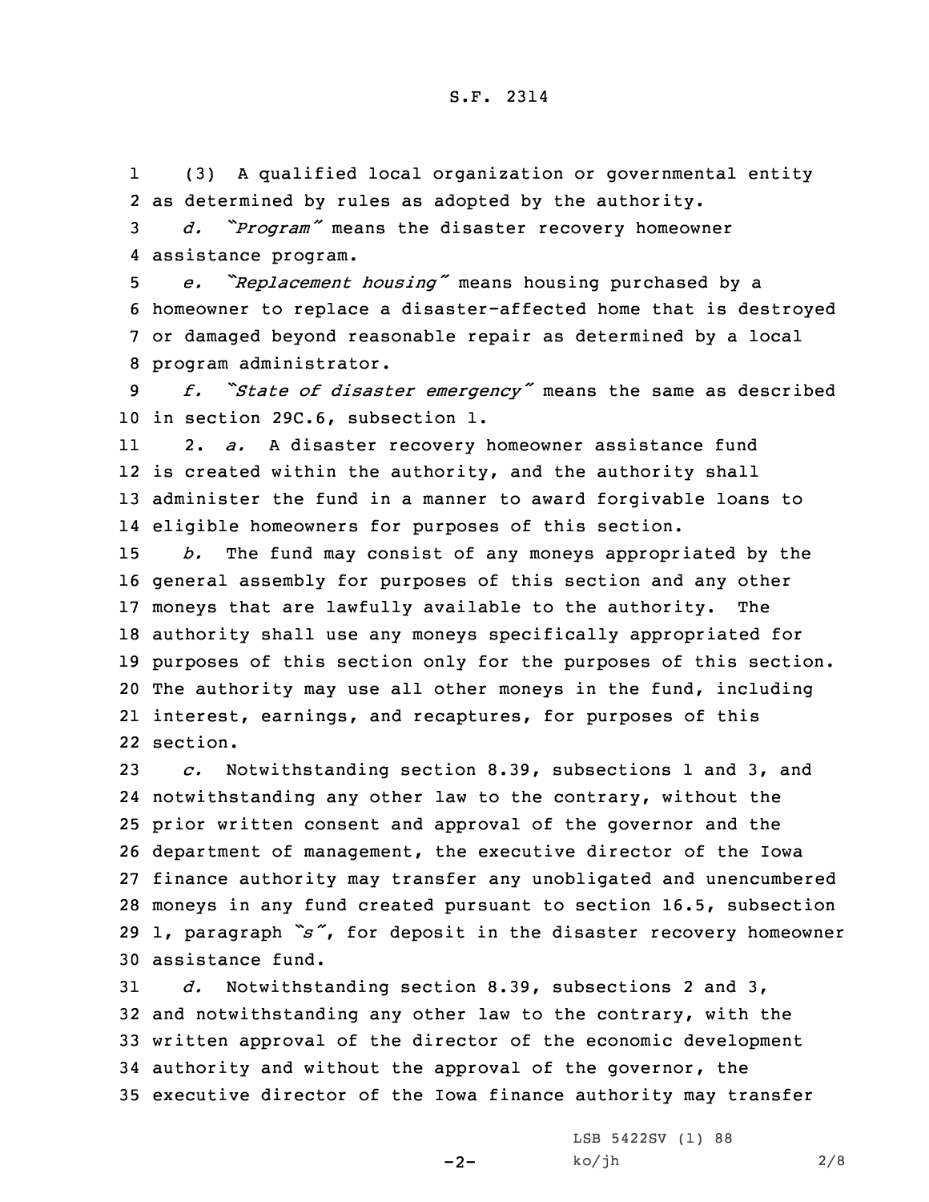(3) A qualified local organization or governmental entity as determined by rules as adopted by the authority.

*d. "Program"* means the disaster recovery homeowner assistance program.

*e. "Replacement housing"* means housing purchased by a homeowner to replace a disaster-affected home that is destroyed or damaged beyond reasonable repair as determined by a local program administrator.

*f. "State of disaster emergency"* means the same as described in section 29C.6, subsection 1.

2. *a.* A disaster recovery homeowner assistance fund is created within the authority, and the authority shall administer the fund in a manner to award forgivable loans to eligible homeowners for purposes of this section.

*b.* The fund may consist of any moneys appropriated by the general assembly for purposes of this section and any other moneys that are lawfully available to the authority. The authority shall use any moneys specifically appropriated for purposes of this section only for the purposes of this section. The authority may use all other moneys in the fund, including interest, earnings, and recaptures, for purposes of this section.

*c.* Notwithstanding section 8.39, subsections 1 and 3, and notwithstanding any other law to the contrary, without the prior written consent and approval of the governor and the department of management, the executive director of the Iowa finance authority may transfer any unobligated and unencumbered moneys in any fund created pursuant to section 16.5, subsection 1, paragraph *"s"*, for deposit in the disaster recovery homeowner assistance fund.

*d.* Notwithstanding section 8.39, subsections 2 and 3, and notwithstanding any other law to the contrary, with the written approval of the director of the economic development authority and without the approval of the governor, the executive director of the Iowa finance authority may transfer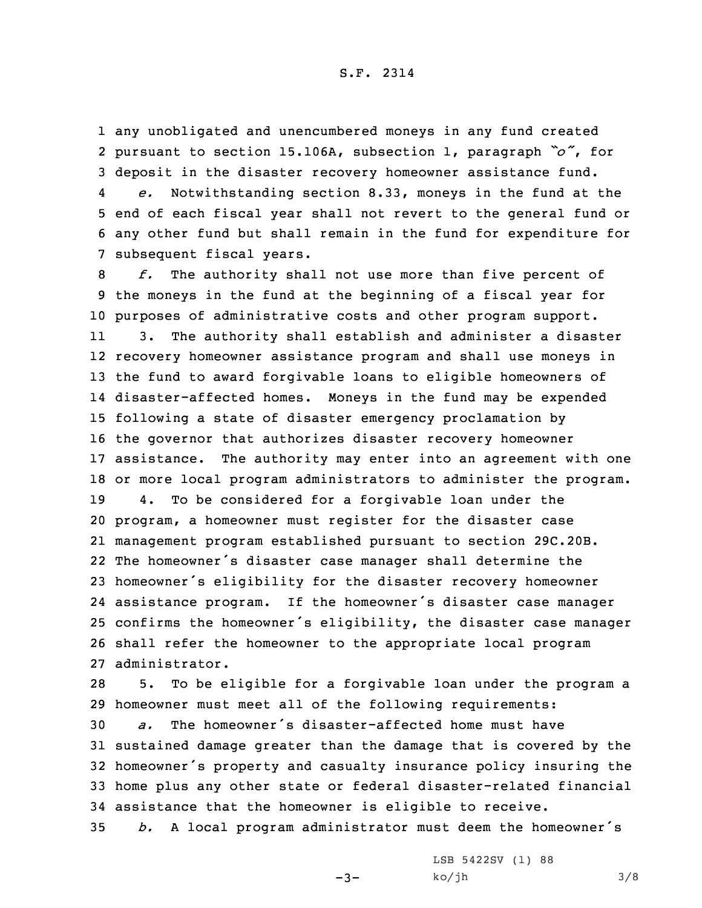any unobligated and unencumbered moneys in any fund created pursuant to section 15.106A, subsection 1, paragraph *"o"*, for deposit in the disaster recovery homeowner assistance fund.

*e.* Notwithstanding section 8.33, moneys in the fund at the end of each fiscal year shall not revert to the general fund or any other fund but shall remain in the fund for expenditure for subsequent fiscal years.

*f.* The authority shall not use more than five percent of the moneys in the fund at the beginning of a fiscal year for purposes of administrative costs and other program support.

3. The authority shall establish and administer a disaster recovery homeowner assistance program and shall use moneys in the fund to award forgivable loans to eligible homeowners of disaster-affected homes. Moneys in the fund may be expended following a state of disaster emergency proclamation by the governor that authorizes disaster recovery homeowner assistance. The authority may enter into an agreement with one or more local program administrators to administer the program.

4. To be considered for a forgivable loan under the program, a homeowner must register for the disaster case management program established pursuant to section 29C.20B. The homeowner's disaster case manager shall determine the homeowner's eligibility for the disaster recovery homeowner assistance program. If the homeowner's disaster case manager confirms the homeowner's eligibility, the disaster case manager shall refer the homeowner to the appropriate local program administrator.

5. To be eligible for a forgivable loan under the program a homeowner must meet all of the following requirements:

*a.* The homeowner's disaster-affected home must have sustained damage greater than the damage that is covered by the homeowner's property and casualty insurance policy insuring the home plus any other state or federal disaster-related financial assistance that the homeowner is eligible to receive.

*b.* A local program administrator must deem the homeowner's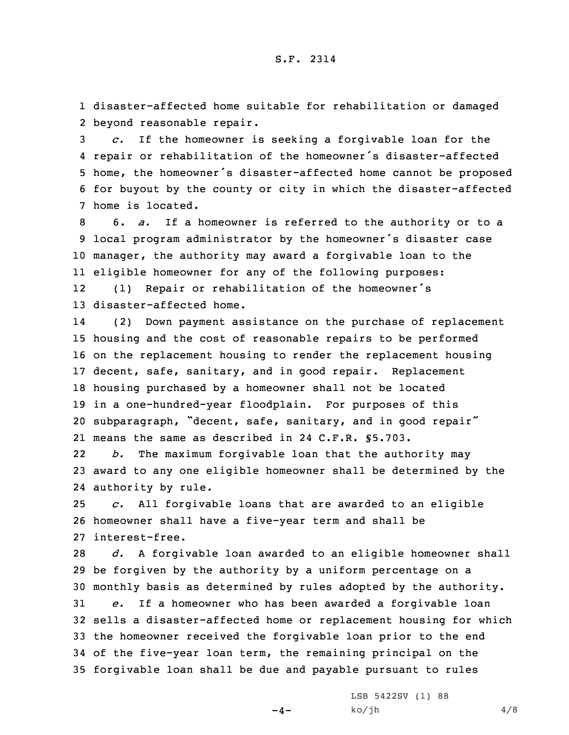disaster-affected home suitable for rehabilitation or damaged beyond reasonable repair.

*c.* If the homeowner is seeking a forgivable loan for the repair or rehabilitation of the homeowner's disaster-affected home, the homeowner's disaster-affected home cannot be proposed for buyout by the county or city in which the disaster-affected home is located.

6. *a.* If a homeowner is referred to the authority or to a local program administrator by the homeowner's disaster case manager, the authority may award a forgivable loan to the eligible homeowner for any of the following purposes:

(1) Repair or rehabilitation of the homeowner's disaster-affected home.

(2) Down payment assistance on the purchase of replacement housing and the cost of reasonable repairs to be performed on the replacement housing to render the replacement housing decent, safe, sanitary, and in good repair. Replacement housing purchased by a homeowner shall not be located in a one-hundred-year floodplain. For purposes of this subparagraph, "decent, safe, sanitary, and in good repair" means the same as described in 24 C.F.R. §5.703.

*b.* The maximum forgivable loan that the authority may award to any one eligible homeowner shall be determined by the authority by rule.

*c.* All forgivable loans that are awarded to an eligible homeowner shall have a five-year term and shall be interest-free.

*d.* A forgivable loan awarded to an eligible homeowner shall be forgiven by the authority by a uniform percentage on a monthly basis as determined by rules adopted by the authority.

*e.* If a homeowner who has been awarded a forgivable loan sells a disaster-affected home or replacement housing for which the homeowner received the forgivable loan prior to the end of the five-year loan term, the remaining principal on the forgivable loan shall be due and payable pursuant to rules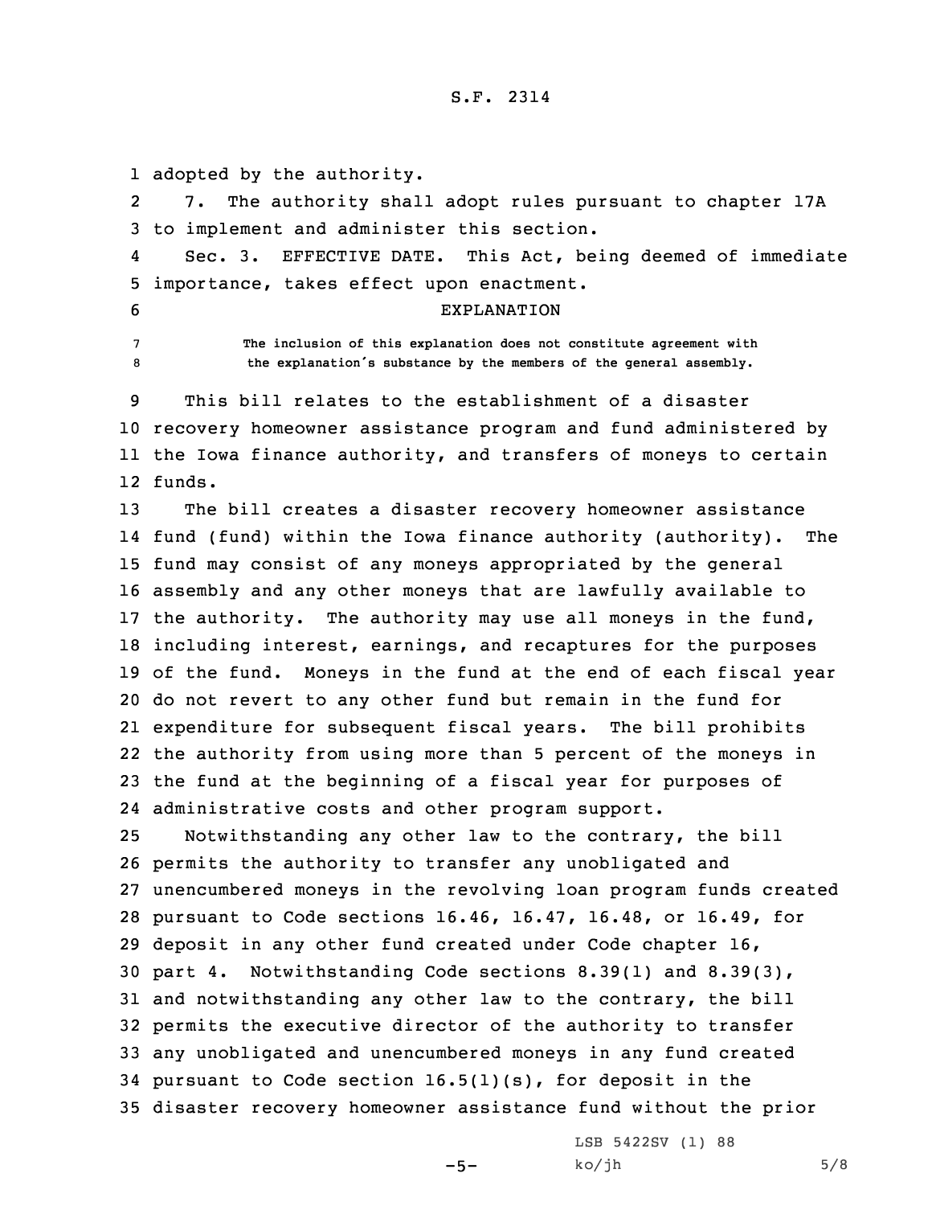adopted by the authority.

7. The authority shall adopt rules pursuant to chapter 17A to implement and administer this section.

Sec. 3. EFFECTIVE DATE. This Act, being deemed of immediate importance, takes effect upon enactment.

EXPLANATION

The inclusion of this explanation does not constitute agreement with the explanation's substance by the members of the general assembly.

This bill relates to the establishment of a disaster recovery homeowner assistance program and fund administered by the Iowa finance authority, and transfers of moneys to certain funds.

The bill creates a disaster recovery homeowner assistance fund (fund) within the Iowa finance authority (authority). The fund may consist of any moneys appropriated by the general assembly and any other moneys that are lawfully available to the authority. The authority may use all moneys in the fund, including interest, earnings, and recaptures for the purposes of the fund. Moneys in the fund at the end of each fiscal year do not revert to any other fund but remain in the fund for expenditure for subsequent fiscal years. The bill prohibits the authority from using more than 5 percent of the moneys in the fund at the beginning of a fiscal year for purposes of administrative costs and other program support.

Notwithstanding any other law to the contrary, the bill permits the authority to transfer any unobligated and unencumbered moneys in the revolving loan program funds created pursuant to Code sections 16.46, 16.47, 16.48, or 16.49, for deposit in any other fund created under Code chapter 16, part 4. Notwithstanding Code sections 8.39(1) and 8.39(3), and notwithstanding any other law to the contrary, the bill permits the executive director of the authority to transfer any unobligated and unencumbered moneys in any fund created pursuant to Code section 16.5(1)(s), for deposit in the disaster recovery homeowner assistance fund without the prior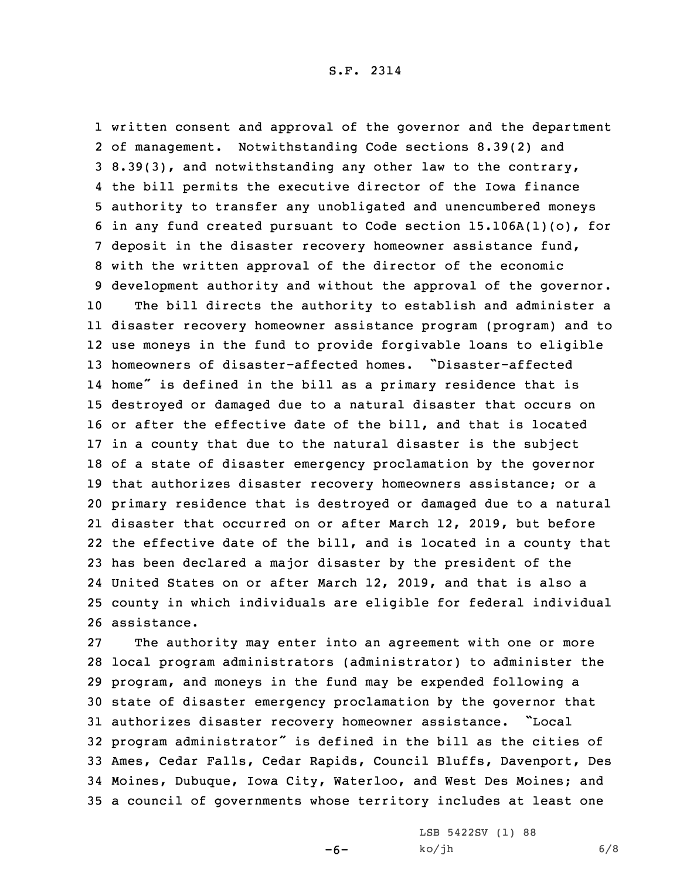written consent and approval of the governor and the department of management. Notwithstanding Code sections 8.39(2) and 8.39(3), and notwithstanding any other law to the contrary, the bill permits the executive director of the Iowa finance authority to transfer any unobligated and unencumbered moneys in any fund created pursuant to Code section 15.106A(1)(o), for deposit in the disaster recovery homeowner assistance fund, with the written approval of the director of the economic development authority and without the approval of the governor.

The bill directs the authority to establish and administer a disaster recovery homeowner assistance program (program) and to use moneys in the fund to provide forgivable loans to eligible homeowners of disaster-affected homes. "Disaster-affected home" is defined in the bill as a primary residence that is destroyed or damaged due to a natural disaster that occurs on or after the effective date of the bill, and that is located in a county that due to the natural disaster is the subject of a state of disaster emergency proclamation by the governor that authorizes disaster recovery homeowners assistance; or a primary residence that is destroyed or damaged due to a natural disaster that occurred on or after March 12, 2019, but before the effective date of the bill, and is located in a county that has been declared a major disaster by the president of the United States on or after March 12, 2019, and that is also a county in which individuals are eligible for federal individual assistance.

The authority may enter into an agreement with one or more local program administrators (administrator) to administer the program, and moneys in the fund may be expended following a state of disaster emergency proclamation by the governor that authorizes disaster recovery homeowner assistance. "Local program administrator" is defined in the bill as the cities of Ames, Cedar Falls, Cedar Rapids, Council Bluffs, Davenport, Des Moines, Dubuque, Iowa City, Waterloo, and West Des Moines; and a council of governments whose territory includes at least one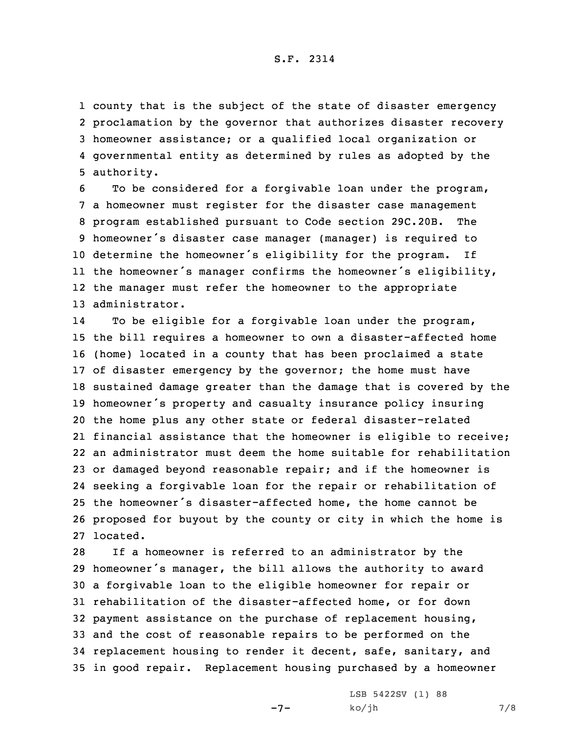county that is the subject of the state of disaster emergency proclamation by the governor that authorizes disaster recovery homeowner assistance; or a qualified local organization or governmental entity as determined by rules as adopted by the authority.

To be considered for a forgivable loan under the program, a homeowner must register for the disaster case management program established pursuant to Code section 29C.20B. The homeowner's disaster case manager (manager) is required to determine the homeowner's eligibility for the program. If the homeowner's manager confirms the homeowner's eligibility, the manager must refer the homeowner to the appropriate administrator.

To be eligible for a forgivable loan under the program, the bill requires a homeowner to own a disaster-affected home (home) located in a county that has been proclaimed a state of disaster emergency by the governor; the home must have sustained damage greater than the damage that is covered by the homeowner's property and casualty insurance policy insuring the home plus any other state or federal disaster-related financial assistance that the homeowner is eligible to receive; an administrator must deem the home suitable for rehabilitation or damaged beyond reasonable repair; and if the homeowner is seeking a forgivable loan for the repair or rehabilitation of the homeowner's disaster-affected home, the home cannot be proposed for buyout by the county or city in which the home is located.

If a homeowner is referred to an administrator by the homeowner's manager, the bill allows the authority to award a forgivable loan to the eligible homeowner for repair or rehabilitation of the disaster-affected home, or for down payment assistance on the purchase of replacement housing, and the cost of reasonable repairs to be performed on the replacement housing to render it decent, safe, sanitary, and in good repair. Replacement housing purchased by a homeowner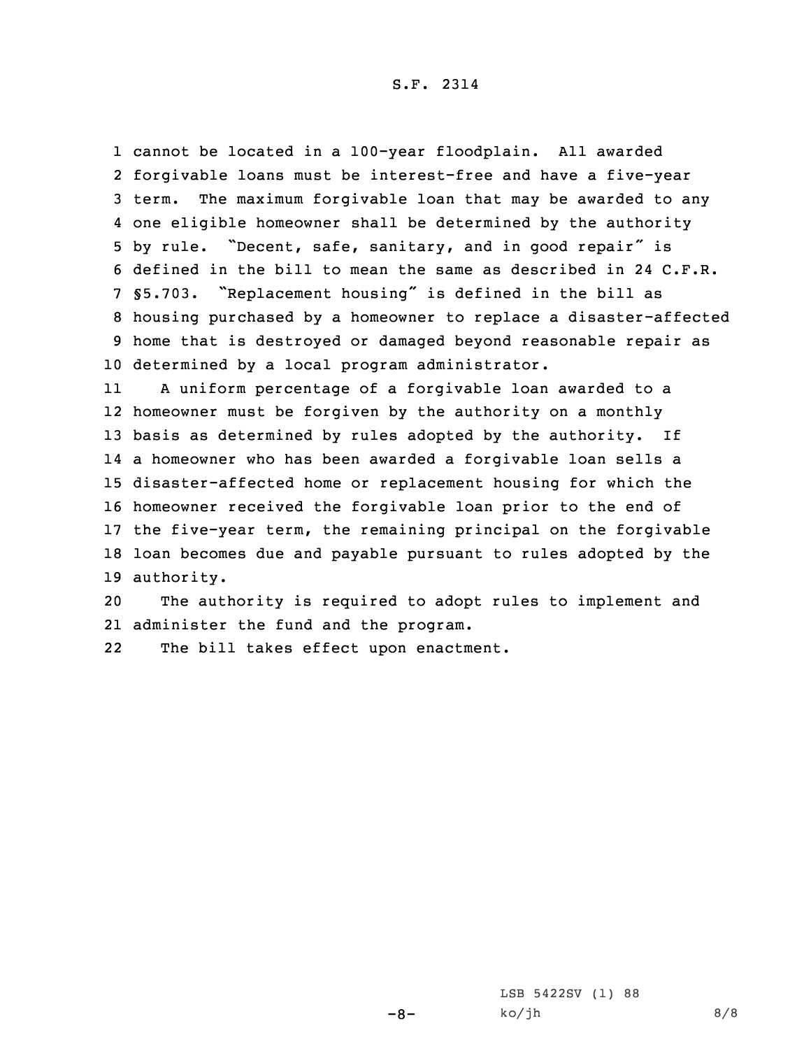cannot be located in a 100-year floodplain. All awarded forgivable loans must be interest-free and have a five-year term. The maximum forgivable loan that may be awarded to any one eligible homeowner shall be determined by the authority by rule. "Decent, safe, sanitary, and in good repair" is defined in the bill to mean the same as described in 24 C.F.R. §5.703. "Replacement housing" is defined in the bill as housing purchased by a homeowner to replace a disaster-affected home that is destroyed or damaged beyond reasonable repair as determined by a local program administrator.

A uniform percentage of a forgivable loan awarded to a homeowner must be forgiven by the authority on a monthly basis as determined by rules adopted by the authority. If a homeowner who has been awarded a forgivable loan sells a disaster-affected home or replacement housing for which the homeowner received the forgivable loan prior to the end of the five-year term, the remaining principal on the forgivable loan becomes due and payable pursuant to rules adopted by the authority.

The authority is required to adopt rules to implement and administer the fund and the program.

The bill takes effect upon enactment.